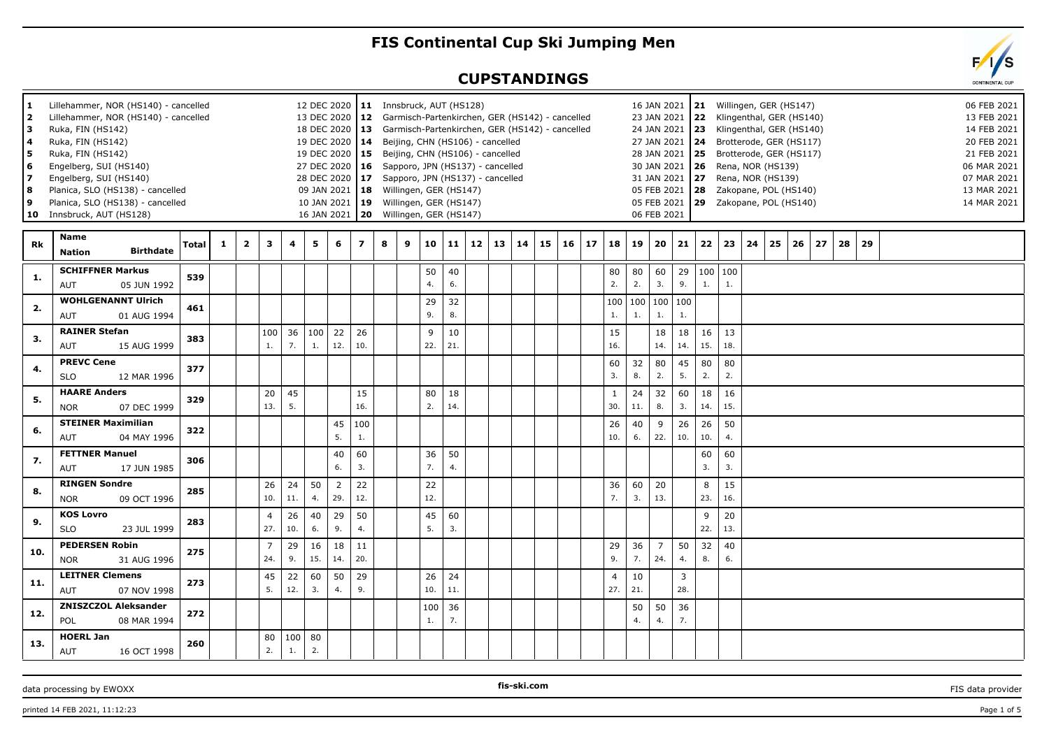# FIS Continental Cup Ski Jumping Men

## CUPSTANDINGS

| No. | Event | Date |
|---|---|---|
| 1 | Lillehammer, NOR (HS140) - cancelled | 12 DEC 2020 |
| 2 | Lillehammer, NOR (HS140) - cancelled | 13 DEC 2020 |
| 3 | Ruka, FIN (HS142) | 18 DEC 2020 |
| 4 | Ruka, FIN (HS142) | 19 DEC 2020 |
| 5 | Ruka, FIN (HS142) | 19 DEC 2020 |
| 6 | Engelberg, SUI (HS140) | 27 DEC 2020 |
| 7 | Engelberg, SUI (HS140) | 28 DEC 2020 |
| 8 | Planica, SLO (HS138) - cancelled | 09 JAN 2021 |
| 9 | Planica, SLO (HS138) - cancelled | 10 JAN 2021 |
| 10 | Innsbruck, AUT (HS128) | 16 JAN 2021 |
| 11 | Innsbruck, AUT (HS128) | 16 JAN 2021 |
| 12 | Garmisch-Partenkirchen, GER (HS142) - cancelled | 23 JAN 2021 |
| 13 | Garmisch-Partenkirchen, GER (HS142) - cancelled | 24 JAN 2021 |
| 14 | Beijing, CHN (HS106) - cancelled | 27 JAN 2021 |
| 15 | Beijing, CHN (HS106) - cancelled | 28 JAN 2021 |
| 16 | Sapporo, JPN (HS137) - cancelled | 30 JAN 2021 |
| 17 | Sapporo, JPN (HS137) - cancelled | 31 JAN 2021 |
| 18 | Willingen, GER (HS147) | 05 FEB 2021 |
| 19 | Willingen, GER (HS147) | 05 FEB 2021 |
| 20 | Willingen, GER (HS147) | 06 FEB 2021 |
| 21 | Willingen, GER (HS147) | 06 FEB 2021 |
| 22 | Klingenthal, GER (HS140) | 13 FEB 2021 |
| 23 | Klingenthal, GER (HS140) | 14 FEB 2021 |
| 24 | Brotterode, GER (HS117) | 20 FEB 2021 |
| 25 | Brotterode, GER (HS117) | 21 FEB 2021 |
| 26 | Rena, NOR (HS139) | 06 MAR 2021 |
| 27 | Rena, NOR (HS139) | 07 MAR 2021 |
| 28 | Zakopane, POL (HS140) | 13 MAR 2021 |
| 29 | Zakopane, POL (HS140) | 14 MAR 2021 |

| Rk | Name / Nation / Birthdate | Total | 1 | 2 | 3 | 4 | 5 | 6 | 7 | 8 | 9 | 10 | 11 | 12 | 13 | 14 | 15 | 16 | 17 | 18 | 19 | 20 | 21 | 22 | 23 | 24 | 25 | 26 | 27 | 28 | 29 |
|---|---|---|---|---|---|---|---|---|---|---|---|---|---|---|---|---|---|---|---|---|---|---|---|---|---|---|---|---|---|---|---|
| 1. | SCHIFFNER Markus AUT 05 JUN 1992 | 539 | | | | | | | | | | 50 (4.) | 40 (6.) | | | | | | | 80 (2.) | 80 (2.) | 60 (3.) | 29 (9.) | 100 (1.) | 100 (1.) | | | | | | |
| 2. | WOHLGENANNT Ulrich AUT 01 AUG 1994 | 461 | | | | | | | | | | 29 (9.) | 32 (8.) | | | | | | | 100 (1.) | 100 (1.) | 100 (1.) | 100 (1.) | | | | | | | | |
| 3. | RAINER Stefan AUT 15 AUG 1999 | 383 | | | 100 (1.) | 36 (7.) | 100 (1.) | 22 (12.) | 26 (10.) | | | 9 (22.) | 10 (21.) | | | | | | | 15 (16.) | | 18 (14.) | 18 (14.) | 16 (15.) | 13 (18.) | | | | | | |
| 4. | PREVC Cene SLO 12 MAR 1996 | 377 | | | | | | | | | | | | | | | | | | 60 (3.) | 32 (8.) | 80 (2.) | 45 (5.) | 80 (2.) | 80 (2.) | | | | | | |
| 5. | HAARE Anders NOR 07 DEC 1999 | 329 | | | 20 (13.) | 45 (5.) | | | 15 (16.) | | | 80 (2.) | 18 (14.) | | | | | | | 1 (30.) | 24 (11.) | 32 (8.) | 60 (3.) | 18 (14.) | 16 (15.) | | | | | | |
| 6. | STEINER Maximilian AUT 04 MAY 1996 | 322 | | | | | | 45 (5.) | 100 (1.) | | | | | | | | | | | 26 (10.) | 40 (6.) | 9 (22.) | 26 (10.) | 26 (10.) | 50 (4.) | | | | | | |
| 7. | FETTNER Manuel AUT 17 JUN 1985 | 306 | | | | | | 40 (6.) | 60 (3.) | | | 36 (7.) | 50 (4.) | | | | | | | | | | | 60 (3.) | 60 (3.) | | | | | | |
| 8. | RINGEN Sondre NOR 09 OCT 1996 | 285 | | | 26 (10.) | 24 (11.) | 50 (4.) | 2 (29.) | 22 (12.) | | | 22 (12.) | | | | | | | | 36 (7.) | 60 (3.) | 20 (13.) | | 8 (23.) | 15 (16.) | | | | | | |
| 9. | KOS Lovro SLO 23 JUL 1999 | 283 | | | 4 (27.) | 26 (10.) | 40 (6.) | 29 (9.) | 50 (4.) | | | 45 (5.) | 60 (3.) | | | | | | | | | | | 9 (22.) | 20 (13.) | | | | | | |
| 10. | PEDERSEN Robin NOR 31 AUG 1996 | 275 | | | 7 (24.) | 29 (9.) | 16 (15.) | 18 (14.) | 11 (20.) | | | | | | | | | | | 29 (9.) | 36 (7.) | 7 (24.) | 50 (4.) | 32 (8.) | 40 (6.) | | | | | | |
| 11. | LEITNER Clemens AUT 07 NOV 1998 | 273 | | | 45 (5.) | 22 (12.) | 60 (3.) | 50 (4.) | 29 (9.) | | | 26 (10.) | 24 (11.) | | | | | | | 4 (27.) | 10 (21.) | | 3 (28.) | | | | | | | | |
| 12. | ZNISZCZOL Aleksander POL 08 MAR 1994 | 272 | | | | | | | | | | 100 (1.) | 36 (7.) | | | | | | | | 50 (4.) | 50 (4.) | 36 (7.) | | | | | | | | |
| 13. | HOERL Jan AUT 16 OCT 1998 | 260 | | | 80 (2.) | 100 (1.) | 80 (2.) | | | | | | | | | | | | | | | | | | | | | | | | |

data processing by EWOXX | fis-ski.com | FIS data provider

printed 14 FEB 2021, 11:12:23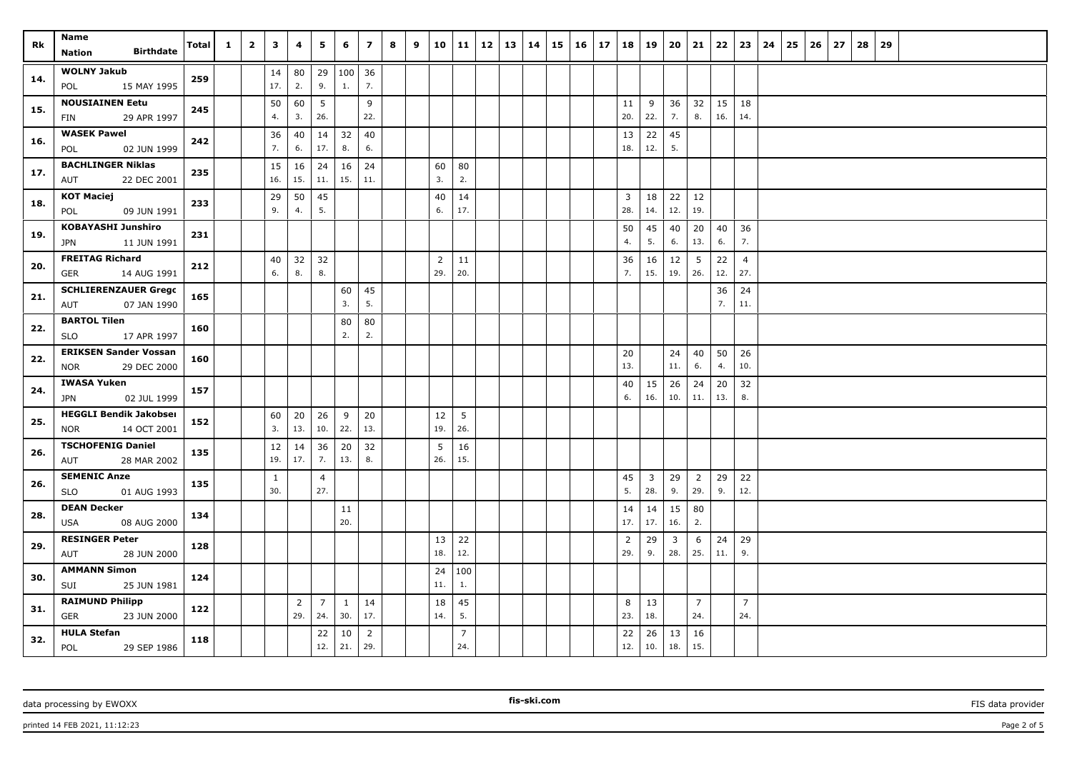| Rk | Name Nation Birthdate | Total | 1 | 2 | 3 | 4 | 5 | 6 | 7 | 8 | 9 | 10 | 11 | 12 | 13 | 14 | 15 | 16 | 17 | 18 | 19 | 20 | 21 | 22 | 23 | 24 | 25 | 26 | 27 | 28 | 29 |
|---|---|---|---|---|---|---|---|---|---|---|---|---|---|---|---|---|---|---|---|---|---|---|---|---|---|---|---|---|---|---|---|
| 14. | **WOLNY Jakub** POL 15 MAY 1995 | 259 | | | 14 17. | 80 2. | 29 9. | 100 1. | 36 7. | | | | | | | | | | | | | | | | | | | | | | |
| 15. | **NOUSIAINEN Eetu** FIN 29 APR 1997 | 245 | | | 50 4. | 60 3. | 5 26. | | 9 22. | | | | | | | | | | | 11 20. | 9 22. | 36 7. | 32 8. | 15 16. | 18 14. | | | | | | |
| 16. | **WASEK Pawel** POL 02 JUN 1999 | 242 | | | 36 7. | 40 6. | 14 17. | 32 8. | 40 6. | | | | | | | | | | | 13 18. | 22 12. | 45 5. | | | | | | | | | |
| 17. | **BACHLINGER Niklas** AUT 22 DEC 2001 | 235 | | | 15 16. | 16 15. | 24 11. | 16 15. | 24 11. | | | 60 3. | 80 2. | | | | | | | | | | | | | | | | | | |
| 18. | **KOT Maciej** POL 09 JUN 1991 | 233 | | | 29 9. | 50 4. | 45 5. | | | | | 40 6. | 14 17. | | | | | | | 3 28. | 18 14. | 22 12. | 12 19. | | | | | | | | |
| 19. | **KOBAYASHI Junshiro** JPN 11 JUN 1991 | 231 | | | | | | | | | | | | | | | | | | 50 4. | 45 5. | 40 6. | 20 13. | 40 6. | 36 7. | | | | | | |
| 20. | **FREITAG Richard** GER 14 AUG 1991 | 212 | | | 40 6. | 32 8. | 32 8. | | | | | 2 29. | 11 20. | | | | | | | 36 7. | 16 15. | 12 19. | 5 26. | 22 12. | 4 27. | | | | | | |
| 21. | **SCHLIERENZAUER Grego** AUT 07 JAN 1990 | 165 | | | | | | 60 3. | 45 5. | | | | | | | | | | | | | | | 36 7. | 24 11. | | | | | | |
| 22. | **BARTOL Tilen** SLO 17 APR 1997 | 160 | | | | | | 80 2. | 80 2. | | | | | | | | | | | | | | | | | | | | | | |
| 22. | **ERIKSEN Sander Vossan** NOR 29 DEC 2000 | 160 | | | | | | | | | | | | | | | | | | 20 13. | | 24 11. | 40 6. | 50 4. | 26 10. | | | | | | |
| 24. | **IWASA Yuken** JPN 02 JUL 1999 | 157 | | | | | | | | | | | | | | | | | | 40 6. | 15 16. | 26 10. | 24 11. | 20 13. | 32 8. | | | | | | |
| 25. | **HEGGLI Bendik Jakobser** NOR 14 OCT 2001 | 152 | | | 60 3. | 20 13. | 26 10. | 9 22. | 20 13. | | | 12 19. | 5 26. | | | | | | | | | | | | | | | | | | |
| 26. | **TSCHOFENIG Daniel** AUT 28 MAR 2002 | 135 | | | 12 19. | 14 17. | 36 7. | 20 13. | 32 8. | | | 5 26. | 16 15. | | | | | | | | | | | | | | | | | | |
| 26. | **SEMENIC Anze** SLO 01 AUG 1993 | 135 | | | 1 30. | | 4 27. | | | | | | | | | | | | | 45 5. | 3 28. | 29 9. | 2 29. | 29 9. | 22 12. | | | | | | |
| 28. | **DEAN Decker** USA 08 AUG 2000 | 134 | | | | | | 11 20. | | | | | | | | | | | | 14 17. | 14 17. | 15 16. | 80 2. | | | | | | | | |
| 29. | **RESINGER Peter** AUT 28 JUN 2000 | 128 | | | | | | | | | | 13 18. | 22 12. | | | | | | | 2 29. | 29 9. | 3 28. | 6 25. | 24 11. | 29 9. | | | | | | |
| 30. | **AMMANN Simon** SUI 25 JUN 1981 | 124 | | | | | | | | | | 24 11. | 100 1. | | | | | | | | | | | | | | | | | | |
| 31. | **RAIMUND Philipp** GER 23 JUN 2000 | 122 | | | | 2 29. | 7 24. | 1 30. | 14 17. | | | 18 14. | 45 5. | | | | | | | 8 23. | 13 18. | | 7 24. | | 7 24. | | | | | | |
| 32. | **HULA Stefan** POL 29 SEP 1986 | 118 | | | | | 22 12. | 10 21. | 2 29. | | | | 7 24. | | | | | | | 22 12. | 26 10. | 13 18. | 16 15. | | | | | | | | |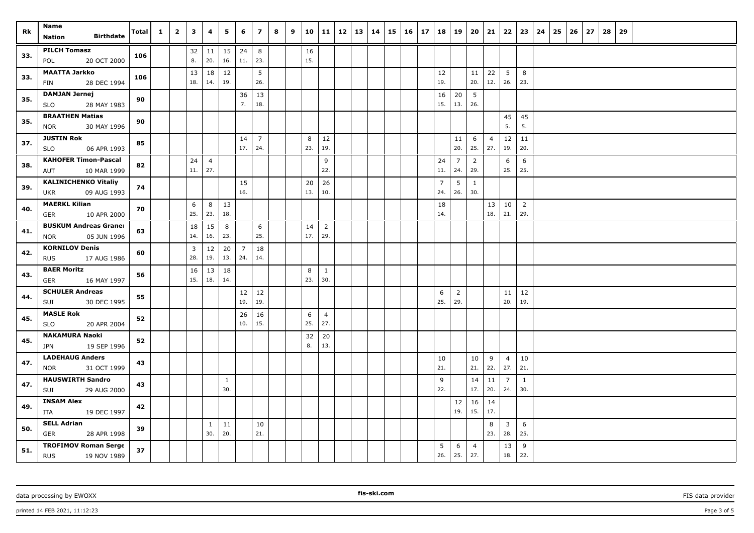| Rk | Name | Nation | Birthdate | Total | 1 | 2 | 3 | 4 | 5 | 6 | 7 | 8 | 9 | 10 | 11 | 12 | 13 | 14 | 15 | 16 | 17 | 18 | 19 | 20 | 21 | 22 | 23 | 24 | 25 | 26 | 27 | 28 | 29 |
|---|---|---|---|---|---|---|---|---|---|---|---|---|---|---|---|---|---|---|---|---|---|---|---|---|---|---|---|---|---|---|---|---|---|
| 33. | PILCH Tomasz | POL | 20 OCT 2000 | 106 | | | 32 8. | 11 20. | 15 16. | 24 11. | 8 23. | | | 16 15. | | | | | | | | | | | | | | | | | | | |
| 33. | MAATTA Jarkko | FIN | 28 DEC 1994 | 106 | | | 13 18. | 18 14. | 12 19. | | 5 26. | | | | | | | | | | | 12 19. | | 11 20. | 22 12. | 5 26. | 8 23. | | | | | | |
| 35. | DAMJAN Jernej | SLO | 28 MAY 1983 | 90 | | | | | | 36 7. | 13 18. | | | | | | | | | | | 16 15. | 20 13. | 5 26. | | | | | | | | | |
| 35. | BRAATHEN Matias | NOR | 30 MAY 1996 | 90 | | | | | | | | | | | | | | | | | | | | | | 45 5. | 45 5. | | | | | | |
| 37. | JUSTIN Rok | SLO | 06 APR 1993 | 85 | | | | | | 14 17. | 7 24. | | | 8 23. | 12 19. | | | | | | | | 11 20. | 6 25. | 4 27. | 12 19. | 11 20. | | | | | | |
| 38. | KAHOFER Timon-Pascal | AUT | 10 MAR 1999 | 82 | | | 24 11. | 4 27. | | | | | | | 9 22. | | | | | | | 24 11. | 7 24. | 2 29. | | 6 25. | 6 25. | | | | | | |
| 39. | KALINICHENKO Vitaliy | UKR | 09 AUG 1993 | 74 | | | | | | 15 16. | | | | 20 13. | 26 10. | | | | | | | 7 24. | 5 26. | 1 30. | | | | | | | | | |
| 40. | MAERKL Kilian | GER | 10 APR 2000 | 70 | | | 6 25. | 8 23. | 13 18. | | | | | | | | | | | | | 18 14. | | | 13 18. | 10 21. | 2 29. | | | | | | |
| 41. | BUSKUM Andreas Granei | NOR | 05 JUN 1996 | 63 | | | 18 14. | 15 16. | 8 23. | | 6 25. | | | 14 17. | 2 29. | | | | | | | | | | | | | | | | | | |
| 42. | KORNILOV Denis | RUS | 17 AUG 1986 | 60 | | | 3 28. | 12 19. | 20 13. | 7 24. | 18 14. | | | | | | | | | | | | | | | | | | | | | | |
| 43. | BAER Moritz | GER | 16 MAY 1997 | 56 | | | 16 15. | 13 18. | 18 14. | | | | | 8 23. | 1 30. | | | | | | | | | | | | | | | | | | |
| 44. | SCHULER Andreas | SUI | 30 DEC 1995 | 55 | | | | | | 12 19. | 12 19. | | | | | | | | | | | 6 25. | 2 29. | | | 11 20. | 12 19. | | | | | | |
| 45. | MASLE Rok | SLO | 20 APR 2004 | 52 | | | | | | 26 10. | 16 15. | | | 6 25. | 4 27. | | | | | | | | | | | | | | | | | | |
| 45. | NAKAMURA Naoki | JPN | 19 SEP 1996 | 52 | | | | | | | | | | 32 8. | 20 13. | | | | | | | | | | | | | | | | | | |
| 47. | LADEHAUG Anders | NOR | 31 OCT 1999 | 43 | | | | | | | | | | | | | | | | | | 10 21. | | 10 21. | 9 22. | 4 27. | 10 21. | | | | | | |
| 47. | HAUSWIRTH Sandro | SUI | 29 AUG 2000 | 43 | | | | | 1 30. | | | | | | | | | | | | | 9 22. | | 14 17. | 11 20. | 7 24. | 1 30. | | | | | | |
| 49. | INSAM Alex | ITA | 19 DEC 1997 | 42 | | | | | | | | | | | | | | | | | | | 12 19. | 16 15. | 14 17. | | | | | | | | |
| 50. | SELL Adrian | GER | 28 APR 1998 | 39 | | | | 1 30. | 11 20. | | 10 21. | | | | | | | | | | | | | | 8 23. | 3 28. | 6 25. | | | | | | |
| 51. | TROFIMOV Roman Serge | RUS | 19 NOV 1989 | 37 | | | | | | | | | | | | | | | | | | 5 26. | 6 25. | 4 27. | | 13 18. | 9 22. | | | | | | |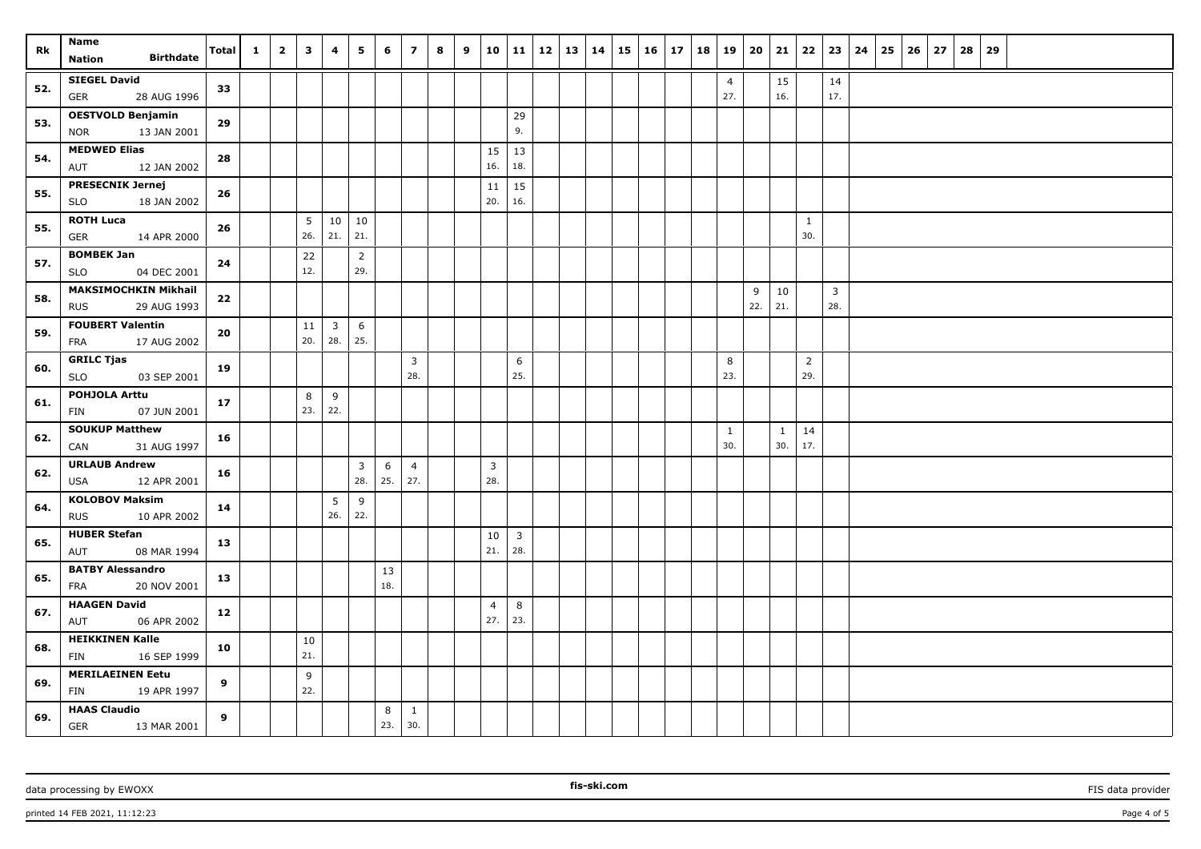| Rk | Name<br>Nation Birthdate | Total | 1 | 2 | 3 | 4 | 5 | 6 | 7 | 8 | 9 | 10 | 11 | 12 | 13 | 14 | 15 | 16 | 17 | 18 | 19 | 20 | 21 | 22 | 23 | 24 | 25 | 26 | 27 | 28 | 29 |
|---|---|---|---|---|---|---|---|---|---|---|---|---|---|---|---|---|---|---|---|---|---|---|---|---|---|---|---|---|---|---|---|
| 52. | SIEGEL David<br>GER 28 AUG 1996 | 33 | | | | | | | | | | | | | | | | | | | 4<br>27. | | 15<br>16. | | 14<br>17. | | | | | | |
| 53. | OESTVOLD Benjamin<br>NOR 13 JAN 2001 | 29 | | | | | | | | | | | 29<br>9. | | | | | | | | | | | | | | | | | | |
| 54. | MEDWED Elias<br>AUT 12 JAN 2002 | 28 | | | | | | | | | | 15<br>16. | 13<br>18. | | | | | | | | | | | | | | | | | | |
| 55. | PRESECNIK Jernej<br>SLO 18 JAN 2002 | 26 | | | | | | | | | | 11<br>20. | 15<br>16. | | | | | | | | | | | | | | | | | | |
| 55. | ROTH Luca<br>GER 14 APR 2000 | 26 | | | 5<br>26. | 10<br>21. | 10<br>21. | | | | | | | | | | | | | | | | | 1<br>30. | | | | | | | |
| 57. | BOMBEK Jan<br>SLO 04 DEC 2001 | 24 | | | 22<br>12. | | 2<br>29. | | | | | | | | | | | | | | | | | | | | | | | | |
| 58. | MAKSIMOCHKIN Mikhail<br>RUS 29 AUG 1993 | 22 | | | | | | | | | | | | | | | | | | | | 9<br>22. | 10<br>21. | | 3<br>28. | | | | | | |
| 59. | FOUBERT Valentin<br>FRA 17 AUG 2002 | 20 | | | 11<br>20. | 3<br>28. | 6<br>25. | | | | | | | | | | | | | | | | | | | | | | | | |
| 60. | GRILC Tjas<br>SLO 03 SEP 2001 | 19 | | | | | | | 3<br>28. | | | | 6<br>25. | | | | | | | | 8<br>23. | | | 2<br>29. | | | | | | | |
| 61. | POHJOLA Arttu<br>FIN 07 JUN 2001 | 17 | | | 8<br>23. | 9<br>22. | | | | | | | | | | | | | | | | | | | | | | | | | |
| 62. | SOUKUP Matthew<br>CAN 31 AUG 1997 | 16 | | | | | | | | | | | | | | | | | | | 1<br>30. | | 1<br>30. | 14<br>17. | | | | | | | |
| 62. | URLAUB Andrew<br>USA 12 APR 2001 | 16 | | | | | 3<br>28. | 6<br>25. | 4<br>27. | | | 3<br>28. | | | | | | | | | | | | | | | | | | | |
| 64. | KOLOBOV Maksim<br>RUS 10 APR 2002 | 14 | | | | 5<br>26. | 9<br>22. | | | | | | | | | | | | | | | | | | | | | | | | |
| 65. | HUBER Stefan<br>AUT 08 MAR 1994 | 13 | | | | | | | | | | 10<br>21. | 3<br>28. | | | | | | | | | | | | | | | | | | |
| 65. | BATBY Alessandro<br>FRA 20 NOV 2001 | 13 | | | | | | 13<br>18. | | | | | | | | | | | | | | | | | | | | | | | |
| 67. | HAAGEN David<br>AUT 06 APR 2002 | 12 | | | | | | | | | | 4<br>27. | 8<br>23. | | | | | | | | | | | | | | | | | | |
| 68. | HEIKKINEN Kalle<br>FIN 16 SEP 1999 | 10 | | | 10<br>21. | | | | | | | | | | | | | | | | | | | | | | | | | | |
| 69. | MERILAEINEN Eetu<br>FIN 19 APR 1997 | 9 | | | 9<br>22. | | | | | | | | | | | | | | | | | | | | | | | | | | |
| 69. | HAAS Claudio<br>GER 13 MAR 2001 | 9 | | | | | | 8<br>23. | 1<br>30. | | | | | | | | | | | | | | | | | | | | | | |

data processing by EWOXX fis-ski.com FIS data provider

printed 14 FEB 2021, 11:12:23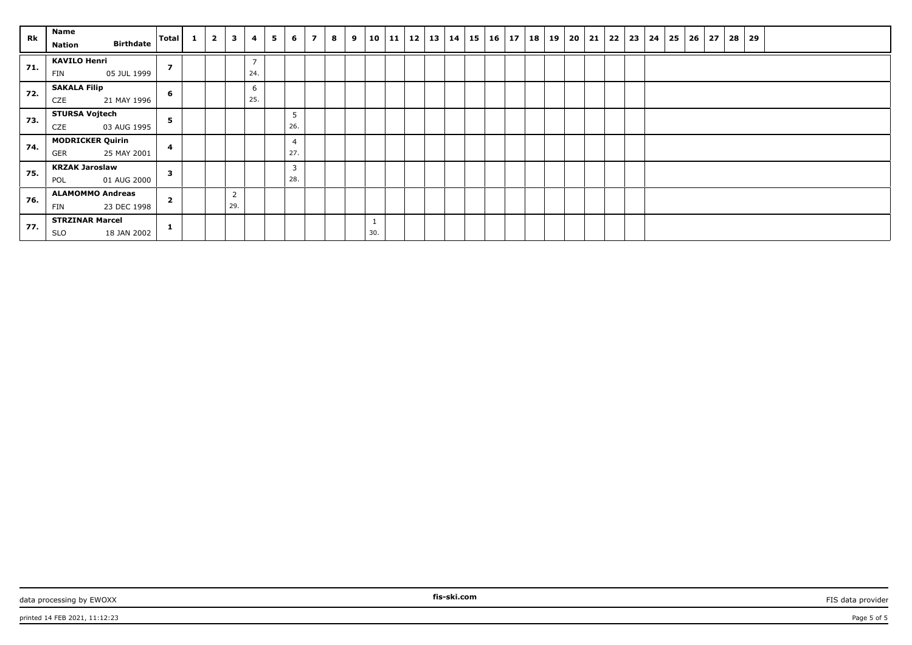| Rk | Name | Nation | Birthdate | Total | 1 | 2 | 3 | 4 | 5 | 6 | 7 | 8 | 9 | 10 | 11 | 12 | 13 | 14 | 15 | 16 | 17 | 18 | 19 | 20 | 21 | 22 | 23 | 24 | 25 | 26 | 27 | 28 | 29 |
|---|---|---|---|---|---|---|---|---|---|---|---|---|---|---|---|---|---|---|---|---|---|---|---|---|---|---|---|---|---|---|---|---|---|
| 71. | **KAVILO Henri** | FIN | 05 JUL 1999 | **7** | | | | 7 24. | | | | | | | | | | | | | | | | | | | | | | | | | |
| 72. | **SAKALA Filip** | CZE | 21 MAY 1996 | **6** | | | | 6 25. | | | | | | | | | | | | | | | | | | | | | | | | | |
| 73. | **STURSA Vojtech** | CZE | 03 AUG 1995 | **5** | | | | | | 5 26. | | | | | | | | | | | | | | | | | | | | | | | |
| 74. | **MODRICKER Quirin** | GER | 25 MAY 2001 | **4** | | | | | | 4 27. | | | | | | | | | | | | | | | | | | | | | | | |
| 75. | **KRZAK Jaroslaw** | POL | 01 AUG 2000 | **3** | | | | | | 3 28. | | | | | | | | | | | | | | | | | | | | | | | |
| 76. | **ALAMOMMO Andreas** | FIN | 23 DEC 1998 | **2** | | | 2 29. | | | | | | | | | | | | | | | | | | | | | | | | | | |
| 77. | **STRZINAR Marcel** | SLO | 18 JAN 2002 | **1** | | | | | | | | | | 1 30. | | | | | | | | | | | | | | | | | | | |